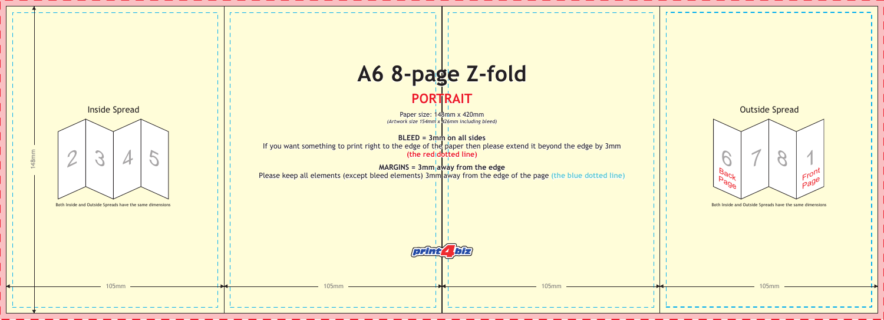# A6 8-page Z-fold

## PORTRAIT

Paper size: 148mm x 420mm
*(Artwork size 154mm x 426mm including bleed)*

**BLEED = 3mm on all sides**
If you want something to print right to the edge of the paper then please extend it beyond the edge by 3mm **(the red dotted line)**

**MARGINS = 3mm away from the edge**
Please keep all elements (except bleed elements) 3mm away from the edge of the page (the blue dotted line)

Inside Spread

2 | 3 | 4 | 5

Both Inside and Outside Spreads have the same dimensions

Outside Spread

6 Back Page | 7 | 8 | 1 Front Page

Both Inside and Outside Spreads have the same dimensions

148mm

105mm | 105mm | 105mm | 105mm

print4biz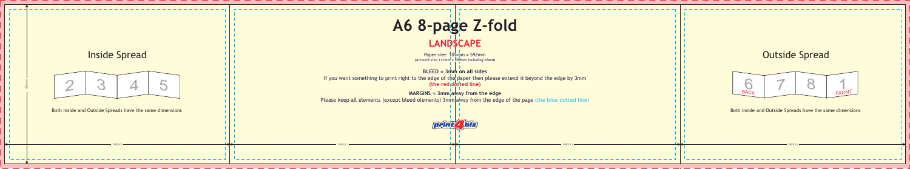# A6 8-page Z-fold

## LANDSCAPE

Paper size: 105mm x 592mm
*(Artwork size 111mm x 598mm including bleed)*

**BLEED = 3mm on all sides**
If you want something to print right to the edge of the paper then please extend it beyond the edge by 3mm
**(the red dotted line)**

**MARGINS = 3mm away from the edge**
Please keep all elements (except bleed elements) 3mm away from the edge of the page (the blue dotted line)

print4biz

## Inside Spread

2 3 4 5

Both Inside and Outside Spreads have the same dimensions

## Outside Spread

6 BACK 7 8 1 FRONT

Both Inside and Outside Spreads have the same dimensions

105mm

148mm

148mm

148mm

148mm